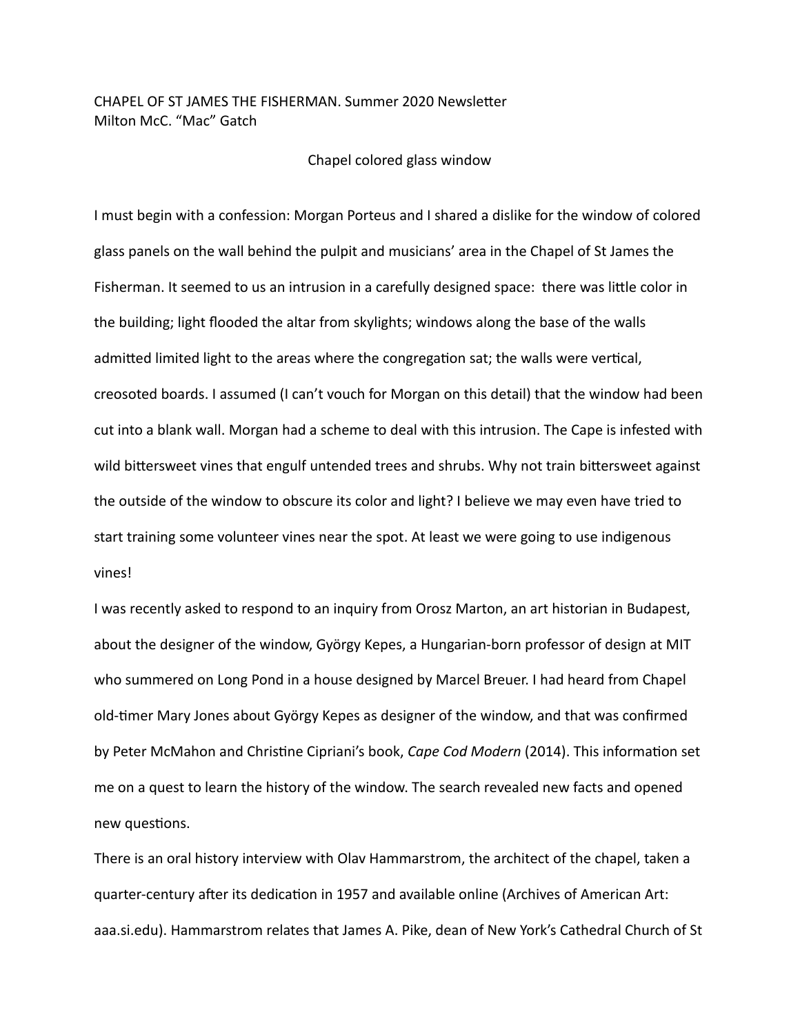CHAPEL OF ST JAMES THE FISHERMAN. Summer 2020 Newsletter
Milton McC. "Mac" Gatch

## Chapel colored glass window

I must begin with a confession: Morgan Porteus and I shared a dislike for the window of colored glass panels on the wall behind the pulpit and musicians' area in the Chapel of St James the Fisherman. It seemed to us an intrusion in a carefully designed space: there was little color in the building; light flooded the altar from skylights; windows along the base of the walls admitted limited light to the areas where the congregation sat; the walls were vertical, creosoted boards. I assumed (I can't vouch for Morgan on this detail) that the window had been cut into a blank wall. Morgan had a scheme to deal with this intrusion. The Cape is infested with wild bittersweet vines that engulf untended trees and shrubs. Why not train bittersweet against the outside of the window to obscure its color and light? I believe we may even have tried to start training some volunteer vines near the spot. At least we were going to use indigenous vines!

I was recently asked to respond to an inquiry from Orosz Marton, an art historian in Budapest, about the designer of the window, György Kepes, a Hungarian-born professor of design at MIT who summered on Long Pond in a house designed by Marcel Breuer. I had heard from Chapel old-timer Mary Jones about György Kepes as designer of the window, and that was confirmed by Peter McMahon and Christine Cipriani's book, *Cape Cod Modern* (2014). This information set me on a quest to learn the history of the window. The search revealed new facts and opened new questions.

There is an oral history interview with Olav Hammarstrom, the architect of the chapel, taken a quarter-century after its dedication in 1957 and available online (Archives of American Art: aaa.si.edu). Hammarstrom relates that James A. Pike, dean of New York's Cathedral Church of St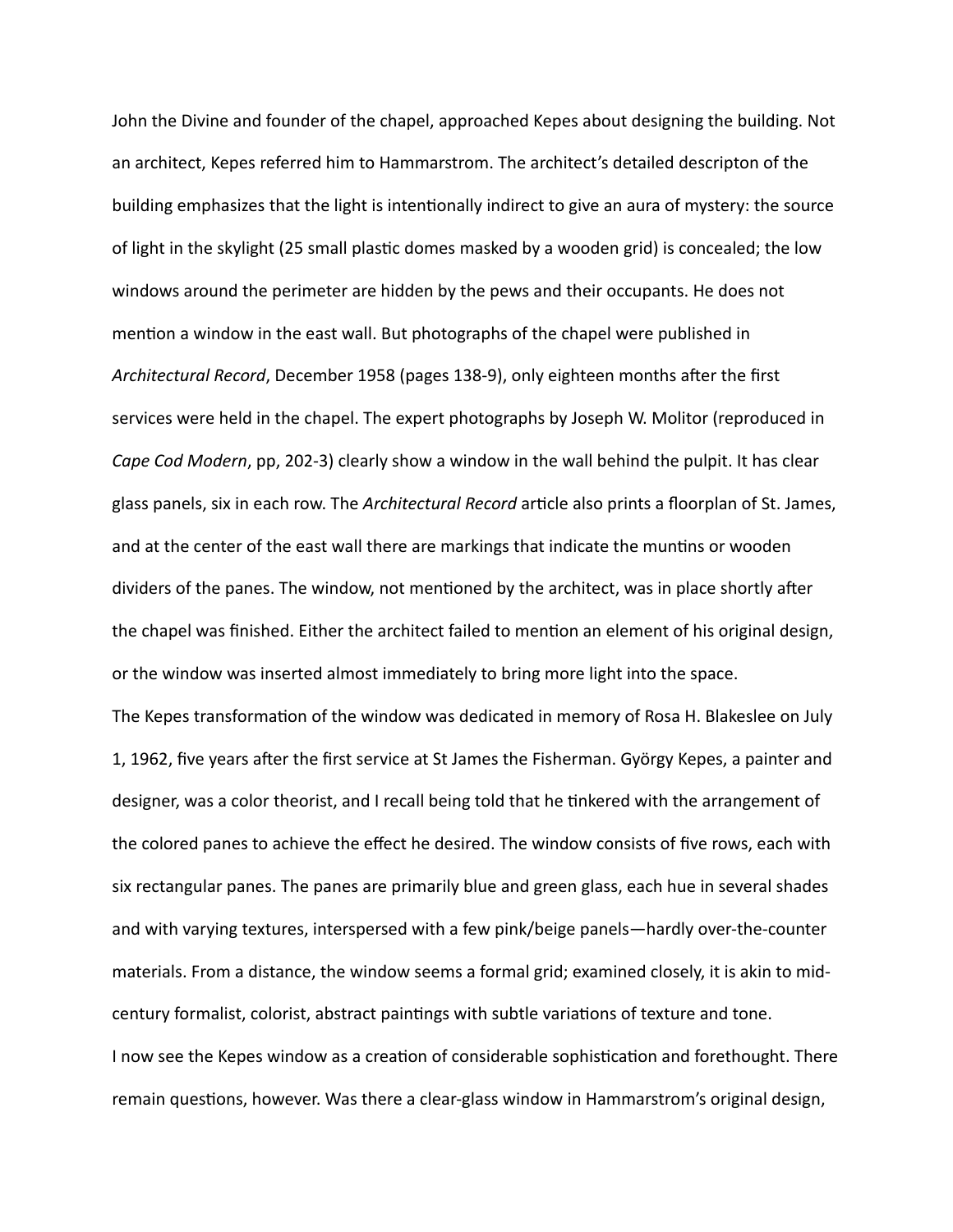John the Divine and founder of the chapel, approached Kepes about designing the building. Not an architect, Kepes referred him to Hammarstrom. The architect's detailed descripton of the building emphasizes that the light is intentionally indirect to give an aura of mystery: the source of light in the skylight (25 small plastic domes masked by a wooden grid) is concealed; the low windows around the perimeter are hidden by the pews and their occupants. He does not mention a window in the east wall. But photographs of the chapel were published in *Architectural Record*, December 1958 (pages 138-9), only eighteen months after the first services were held in the chapel. The expert photographs by Joseph W. Molitor (reproduced in *Cape Cod Modern*, pp, 202-3) clearly show a window in the wall behind the pulpit. It has clear glass panels, six in each row. The *Architectural Record* article also prints a floorplan of St. James, and at the center of the east wall there are markings that indicate the muntins or wooden dividers of the panes. The window, not mentioned by the architect, was in place shortly after the chapel was finished. Either the architect failed to mention an element of his original design, or the window was inserted almost immediately to bring more light into the space.

The Kepes transformation of the window was dedicated in memory of Rosa H. Blakeslee on July 1, 1962, five years after the first service at St James the Fisherman. György Kepes, a painter and designer, was a color theorist, and I recall being told that he tinkered with the arrangement of the colored panes to achieve the effect he desired. The window consists of five rows, each with six rectangular panes. The panes are primarily blue and green glass, each hue in several shades and with varying textures, interspersed with a few pink/beige panels—hardly over-the-counter materials. From a distance, the window seems a formal grid; examined closely, it is akin to mid-century formalist, colorist, abstract paintings with subtle variations of texture and tone.

I now see the Kepes window as a creation of considerable sophistication and forethought. There remain questions, however. Was there a clear-glass window in Hammarstrom's original design,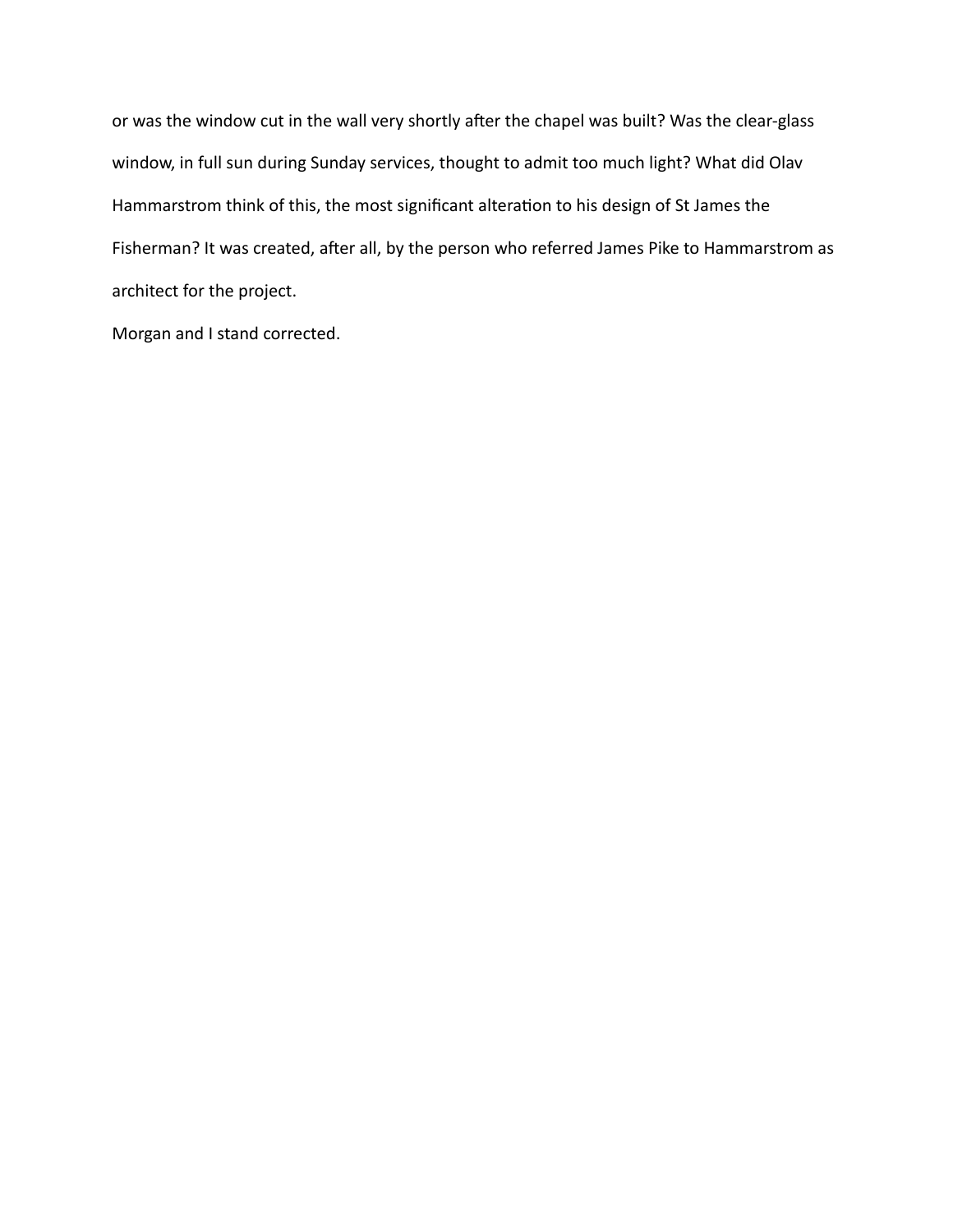or was the window cut in the wall very shortly after the chapel was built? Was the clear-glass window, in full sun during Sunday services, thought to admit too much light? What did Olav Hammarstrom think of this, the most significant alteration to his design of St James the Fisherman? It was created, after all, by the person who referred James Pike to Hammarstrom as architect for the project.

Morgan and I stand corrected.